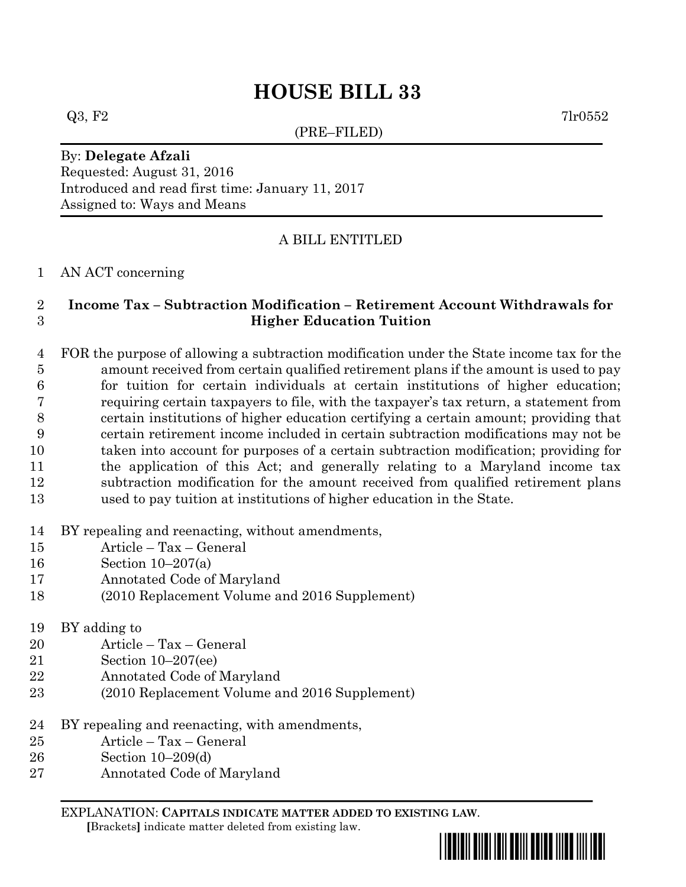# HOUSE BILL 33

Q3, F2 7lr0552

(PRE–FILED)

By: **Delegate Afzali**
Requested: August 31, 2016
Introduced and read first time: January 11, 2017
Assigned to: Ways and Means

A BILL ENTITLED

1 AN ACT concerning

2 **Income Tax – Subtraction Modification – Retirement Account Withdrawals for**
3 **Higher Education Tuition**

4 FOR the purpose of allowing a subtraction modification under the State income tax for the
5 amount received from certain qualified retirement plans if the amount is used to pay
6 for tuition for certain individuals at certain institutions of higher education;
7 requiring certain taxpayers to file, with the taxpayer's tax return, a statement from
8 certain institutions of higher education certifying a certain amount; providing that
9 certain retirement income included in certain subtraction modifications may not be
10 taken into account for purposes of a certain subtraction modification; providing for
11 the application of this Act; and generally relating to a Maryland income tax
12 subtraction modification for the amount received from qualified retirement plans
13 used to pay tuition at institutions of higher education in the State.

14 BY repealing and reenacting, without amendments,
15 Article – Tax – General
16 Section 10–207(a)
17 Annotated Code of Maryland
18 (2010 Replacement Volume and 2016 Supplement)

19 BY adding to
20 Article – Tax – General
21 Section 10–207(ee)
22 Annotated Code of Maryland
23 (2010 Replacement Volume and 2016 Supplement)

24 BY repealing and reenacting, with amendments,
25 Article – Tax – General
26 Section 10–209(d)
27 Annotated Code of Maryland

EXPLANATION: **CAPITALS INDICATE MATTER ADDED TO EXISTING LAW**.
**[**Brackets**]** indicate matter deleted from existing law.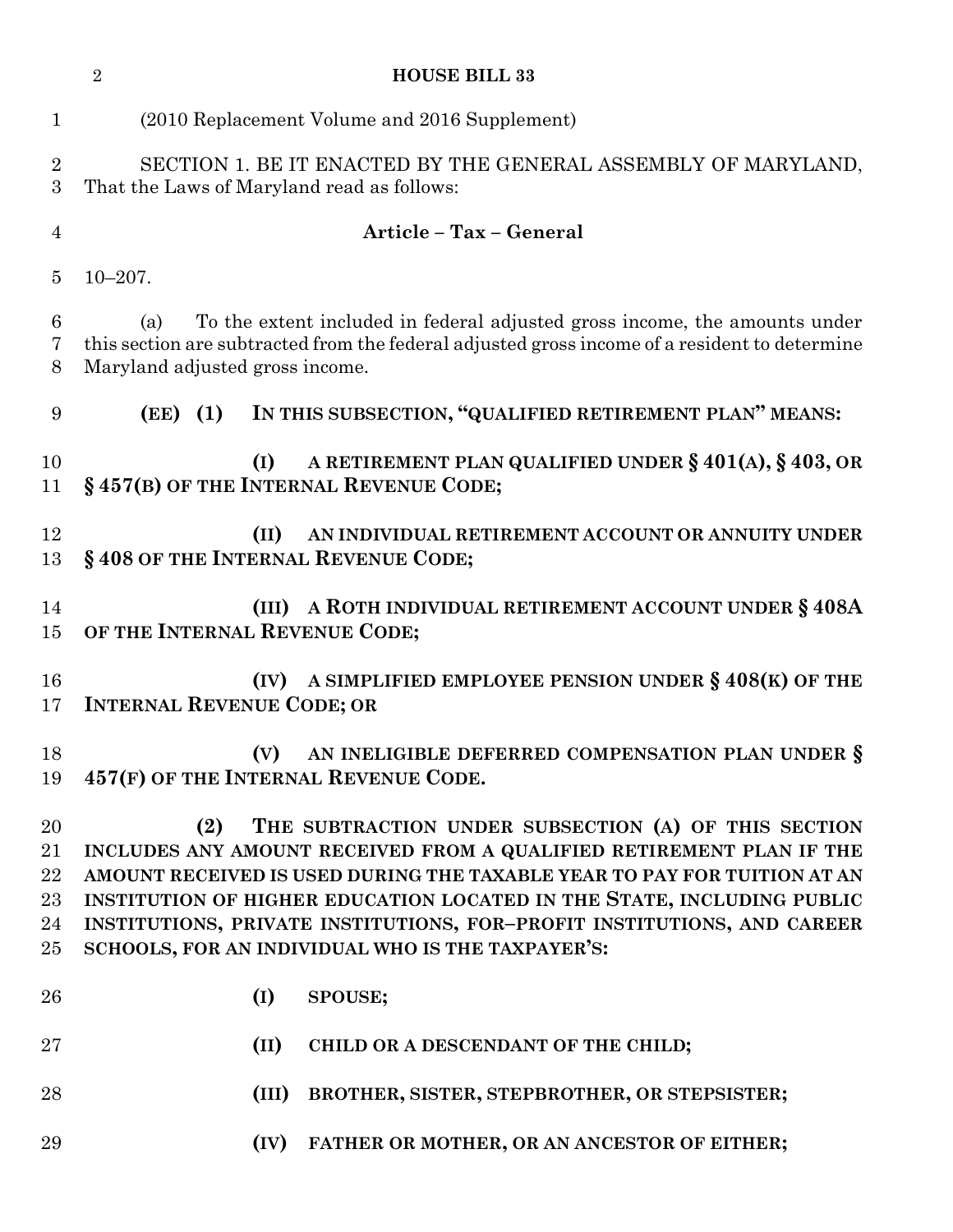(2010 Replacement Volume and 2016 Supplement)

SECTION 1. BE IT ENACTED BY THE GENERAL ASSEMBLY OF MARYLAND, That the Laws of Maryland read as follows:

## Article – Tax – General

10–207.

(a) To the extent included in federal adjusted gross income, the amounts under this section are subtracted from the federal adjusted gross income of a resident to determine Maryland adjusted gross income.

**(EE) (1) IN THIS SUBSECTION, "QUALIFIED RETIREMENT PLAN" MEANS:**

**(I) A RETIREMENT PLAN QUALIFIED UNDER § 401(A), § 403, OR § 457(B) OF THE INTERNAL REVENUE CODE;**

**(II) AN INDIVIDUAL RETIREMENT ACCOUNT OR ANNUITY UNDER § 408 OF THE INTERNAL REVENUE CODE;**

**(III) A ROTH INDIVIDUAL RETIREMENT ACCOUNT UNDER § 408A OF THE INTERNAL REVENUE CODE;**

**(IV) A SIMPLIFIED EMPLOYEE PENSION UNDER § 408(K) OF THE INTERNAL REVENUE CODE; OR**

**(V) AN INELIGIBLE DEFERRED COMPENSATION PLAN UNDER § 457(F) OF THE INTERNAL REVENUE CODE.**

**(2) THE SUBTRACTION UNDER SUBSECTION (A) OF THIS SECTION INCLUDES ANY AMOUNT RECEIVED FROM A QUALIFIED RETIREMENT PLAN IF THE AMOUNT RECEIVED IS USED DURING THE TAXABLE YEAR TO PAY FOR TUITION AT AN INSTITUTION OF HIGHER EDUCATION LOCATED IN THE STATE, INCLUDING PUBLIC INSTITUTIONS, PRIVATE INSTITUTIONS, FOR–PROFIT INSTITUTIONS, AND CAREER SCHOOLS, FOR AN INDIVIDUAL WHO IS THE TAXPAYER'S:**

**(I) SPOUSE;**

**(II) CHILD OR A DESCENDANT OF THE CHILD;**

**(III) BROTHER, SISTER, STEPBROTHER, OR STEPSISTER;**

**(IV) FATHER OR MOTHER, OR AN ANCESTOR OF EITHER;**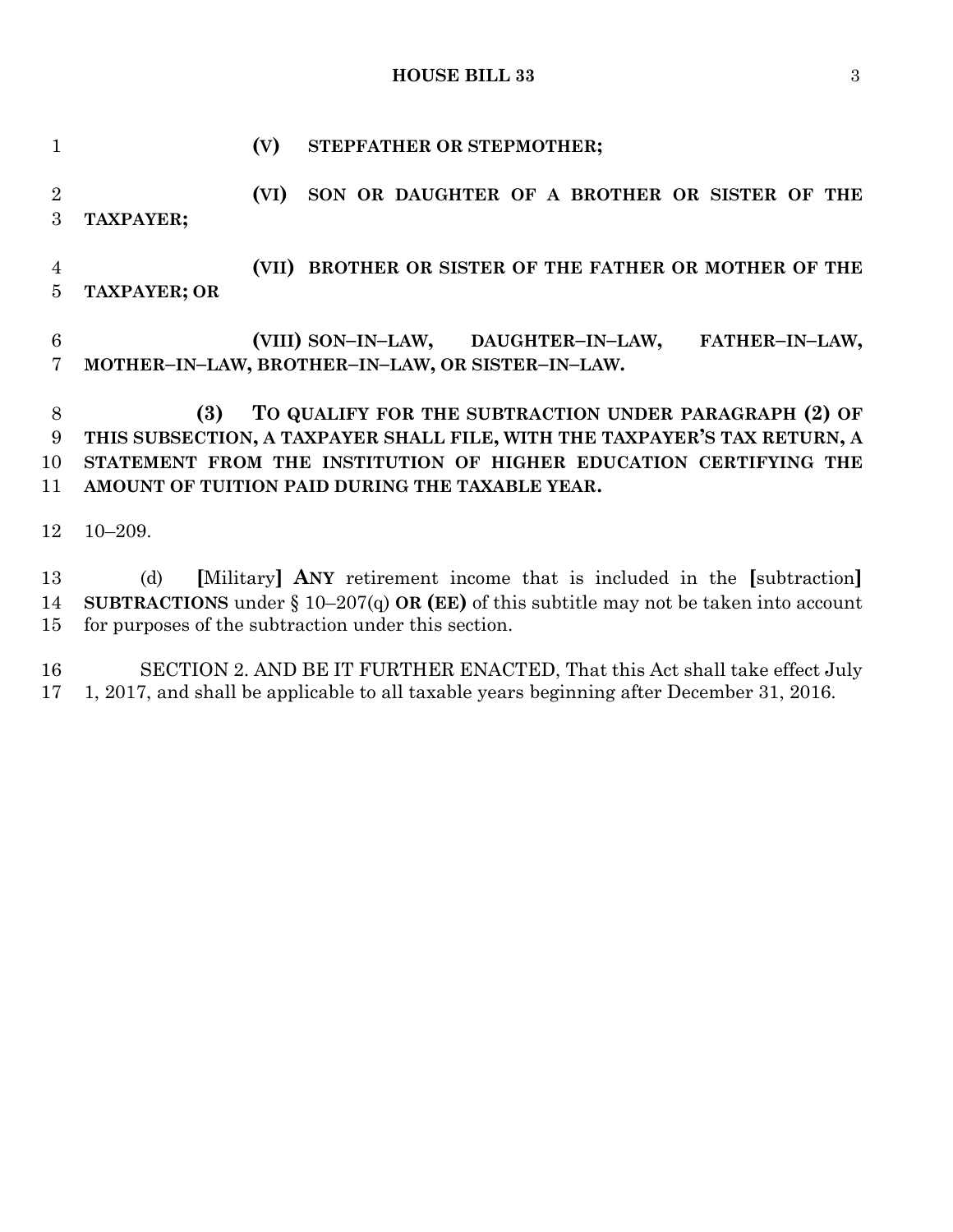**(V) STEPFATHER OR STEPMOTHER;**

**(VI) SON OR DAUGHTER OF A BROTHER OR SISTER OF THE TAXPAYER;**

**(VII) BROTHER OR SISTER OF THE FATHER OR MOTHER OF THE TAXPAYER; OR**

**(VIII) SON–IN–LAW, DAUGHTER–IN–LAW, FATHER–IN–LAW, MOTHER–IN–LAW, BROTHER–IN–LAW, OR SISTER–IN–LAW.**

**(3) TO QUALIFY FOR THE SUBTRACTION UNDER PARAGRAPH (2) OF THIS SUBSECTION, A TAXPAYER SHALL FILE, WITH THE TAXPAYER'S TAX RETURN, A STATEMENT FROM THE INSTITUTION OF HIGHER EDUCATION CERTIFYING THE AMOUNT OF TUITION PAID DURING THE TAXABLE YEAR.**

10–209.

(d) **[**Military**] ANY** retirement income that is included in the **[**subtraction**] SUBTRACTIONS** under § 10–207(q) **OR (EE)** of this subtitle may not be taken into account for purposes of the subtraction under this section.

SECTION 2. AND BE IT FURTHER ENACTED, That this Act shall take effect July 1, 2017, and shall be applicable to all taxable years beginning after December 31, 2016.